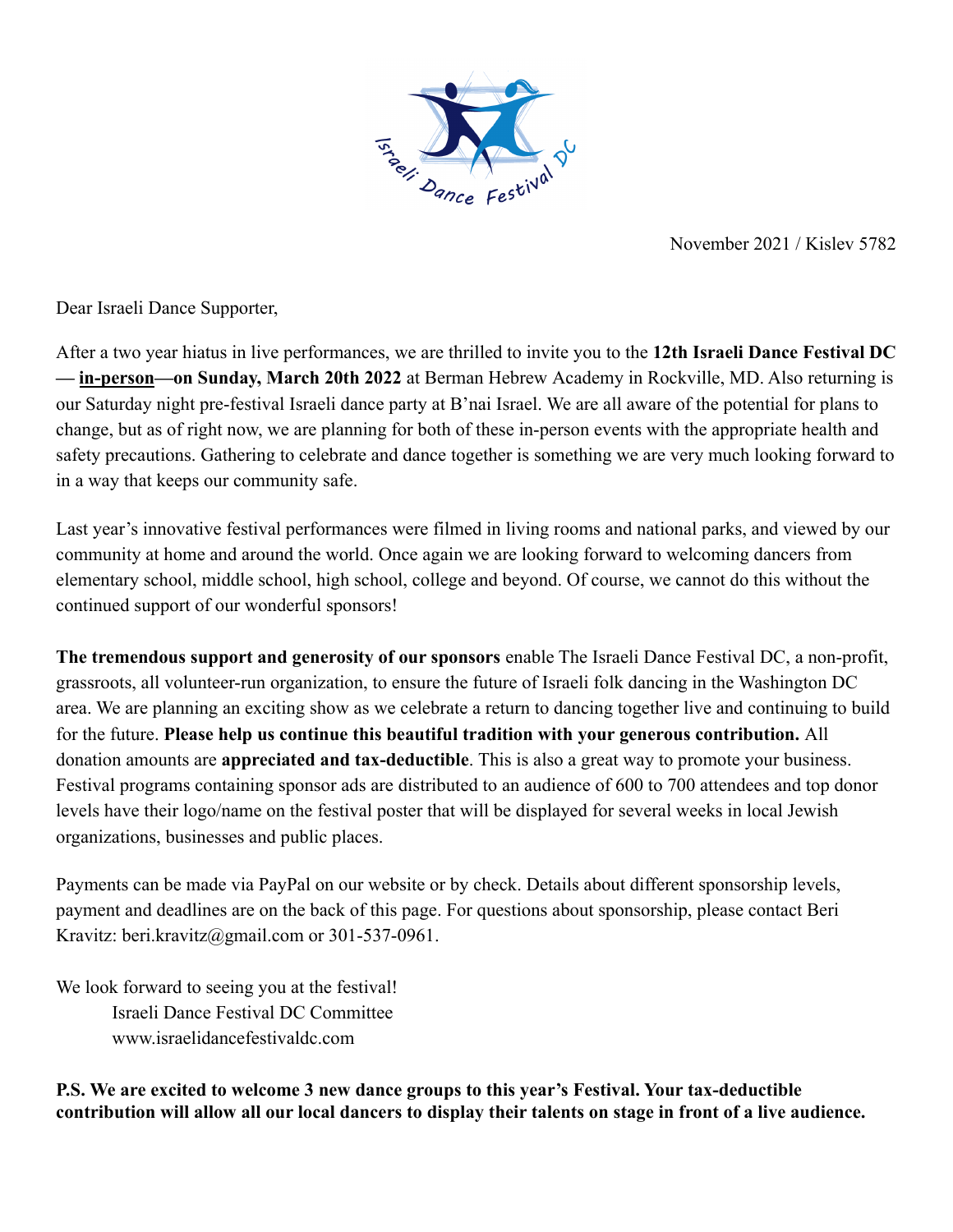Israeli Dance Festival DC

November 2021 / Kislev 5782

Dear Israeli Dance Supporter,

After a two year hiatus in live performances, we are thrilled to invite you to the **12th Israeli Dance Festival DC — in-person—on Sunday, March 20th 2022** at Berman Hebrew Academy in Rockville, MD. Also returning is our Saturday night pre-festival Israeli dance party at B'nai Israel. We are all aware of the potential for plans to change, but as of right now, we are planning for both of these in-person events with the appropriate health and safety precautions. Gathering to celebrate and dance together is something we are very much looking forward to in a way that keeps our community safe.

Last year's innovative festival performances were filmed in living rooms and national parks, and viewed by our community at home and around the world. Once again we are looking forward to welcoming dancers from elementary school, middle school, high school, college and beyond. Of course, we cannot do this without the continued support of our wonderful sponsors!

**The tremendous support and generosity of our sponsors** enable The Israeli Dance Festival DC, a non-profit, grassroots, all volunteer-run organization, to ensure the future of Israeli folk dancing in the Washington DC area. We are planning an exciting show as we celebrate a return to dancing together live and continuing to build for the future. **Please help us continue this beautiful tradition with your generous contribution.** All donation amounts are **appreciated and tax-deductible**. This is also a great way to promote your business. Festival programs containing sponsor ads are distributed to an audience of 600 to 700 attendees and top donor levels have their logo/name on the festival poster that will be displayed for several weeks in local Jewish organizations, businesses and public places.

Payments can be made via PayPal on our website or by check. Details about different sponsorship levels, payment and deadlines are on the back of this page. For questions about sponsorship, please contact Beri Kravitz: beri.kravitz@gmail.com or 301-537-0961.

We look forward to seeing you at the festival!
Israeli Dance Festival DC Committee
www.israelidancefestivaldc.com

**P.S. We are excited to welcome 3 new dance groups to this year's Festival. Your tax-deductible contribution will allow all our local dancers to display their talents on stage in front of a live audience.**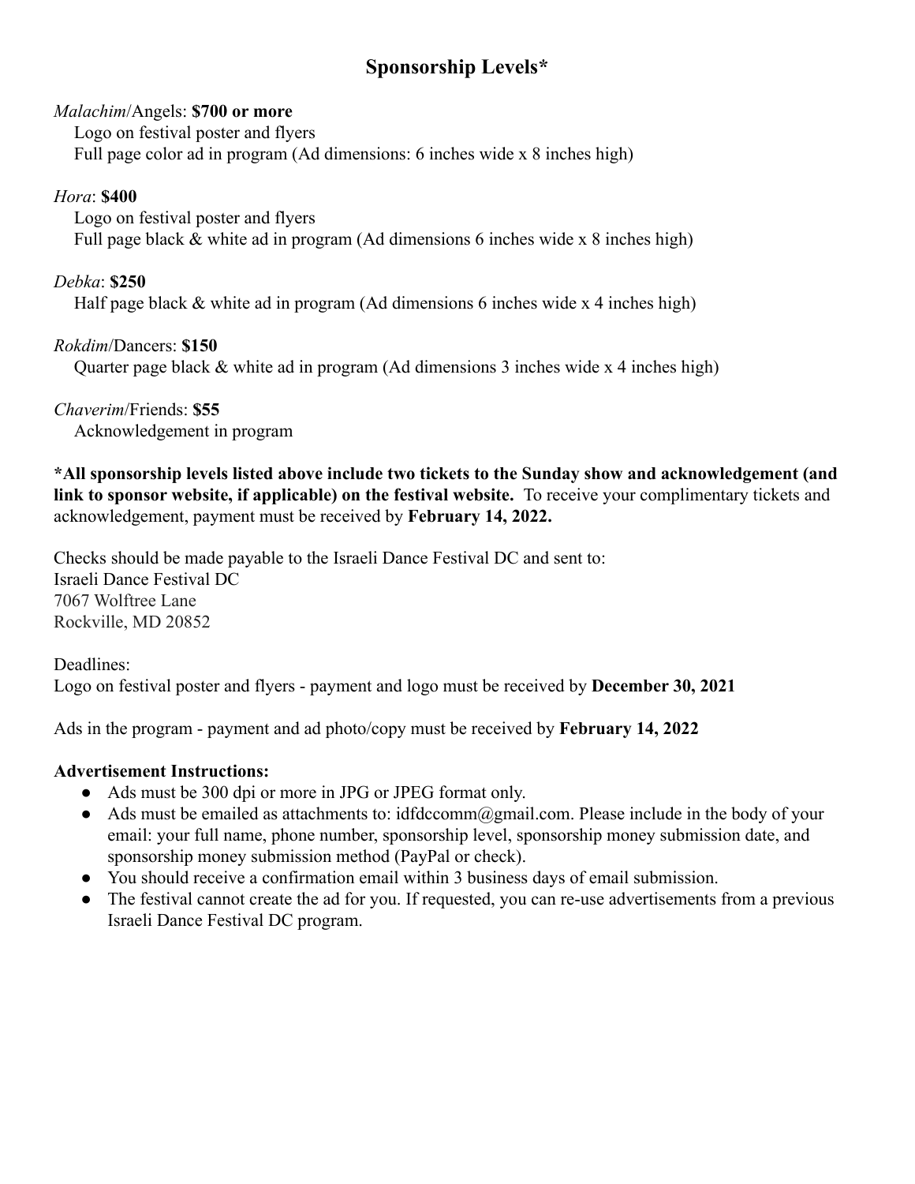## Sponsorship Levels*

*Malachim*/Angels: **$700 or more**
Logo on festival poster and flyers
Full page color ad in program (Ad dimensions: 6 inches wide x 8 inches high)

*Hora*: **$400**
Logo on festival poster and flyers
Full page black & white ad in program (Ad dimensions 6 inches wide x 8 inches high)

*Debka*: **$250**
Half page black & white ad in program (Ad dimensions 6 inches wide x 4 inches high)

*Rokdim*/Dancers: **$150**
Quarter page black & white ad in program (Ad dimensions 3 inches wide x 4 inches high)

*Chaverim*/Friends: **$55**
Acknowledgement in program

**\*All sponsorship levels listed above include two tickets to the Sunday show and acknowledgement (and link to sponsor website, if applicable) on the festival website.** To receive your complimentary tickets and acknowledgement, payment must be received by **February 14, 2022.**

Checks should be made payable to the Israeli Dance Festival DC and sent to:
Israeli Dance Festival DC
7067 Wolftree Lane
Rockville, MD 20852

Deadlines:
Logo on festival poster and flyers - payment and logo must be received by **December 30, 2021**

Ads in the program - payment and ad photo/copy must be received by **February 14, 2022**

**Advertisement Instructions:**

- Ads must be 300 dpi or more in JPG or JPEG format only.
- Ads must be emailed as attachments to: idfdccomm@gmail.com. Please include in the body of your email: your full name, phone number, sponsorship level, sponsorship money submission date, and sponsorship money submission method (PayPal or check).
- You should receive a confirmation email within 3 business days of email submission.
- The festival cannot create the ad for you. If requested, you can re-use advertisements from a previous Israeli Dance Festival DC program.